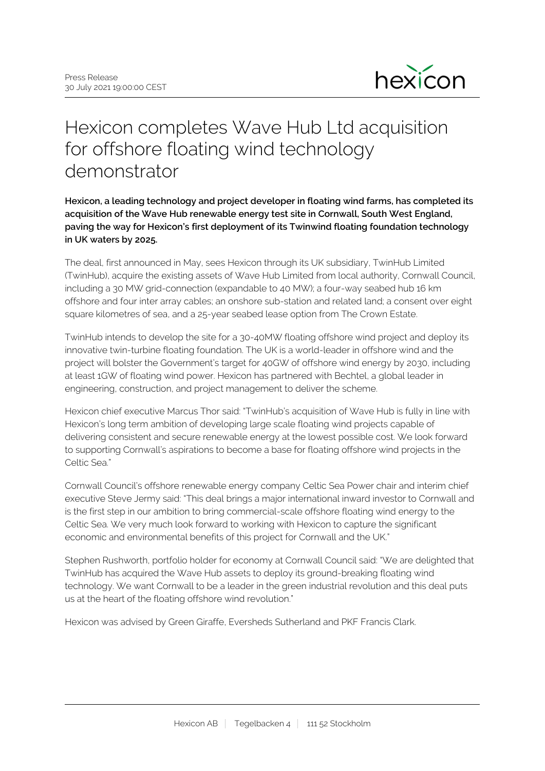Press Release
30 July 2021 19:00:00 CEST

# Hexicon completes Wave Hub Ltd acquisition for offshore floating wind technology demonstrator

**Hexicon, a leading technology and project developer in floating wind farms, has completed its acquisition of the Wave Hub renewable energy test site in Cornwall, South West England, paving the way for Hexicon's first deployment of its Twinwind floating foundation technology in UK waters by 2025.**

The deal, first announced in May, sees Hexicon through its UK subsidiary, TwinHub Limited (TwinHub), acquire the existing assets of Wave Hub Limited from local authority, Cornwall Council, including a 30 MW grid-connection (expandable to 40 MW); a four-way seabed hub 16 km offshore and four inter array cables; an onshore sub-station and related land; a consent over eight square kilometres of sea, and a 25-year seabed lease option from The Crown Estate.

TwinHub intends to develop the site for a 30-40MW floating offshore wind project and deploy its innovative twin-turbine floating foundation. The UK is a world-leader in offshore wind and the project will bolster the Government's target for 40GW of offshore wind energy by 2030, including at least 1GW of floating wind power. Hexicon has partnered with Bechtel, a global leader in engineering, construction, and project management to deliver the scheme.

Hexicon chief executive Marcus Thor said: "TwinHub's acquisition of Wave Hub is fully in line with Hexicon's long term ambition of developing large scale floating wind projects capable of delivering consistent and secure renewable energy at the lowest possible cost. We look forward to supporting Cornwall's aspirations to become a base for floating offshore wind projects in the Celtic Sea."

Cornwall Council's offshore renewable energy company Celtic Sea Power chair and interim chief executive Steve Jermy said: "This deal brings a major international inward investor to Cornwall and is the first step in our ambition to bring commercial-scale offshore floating wind energy to the Celtic Sea. We very much look forward to working with Hexicon to capture the significant economic and environmental benefits of this project for Cornwall and the UK."

Stephen Rushworth, portfolio holder for economy at Cornwall Council said: "We are delighted that TwinHub has acquired the Wave Hub assets to deploy its ground-breaking floating wind technology. We want Cornwall to be a leader in the green industrial revolution and this deal puts us at the heart of the floating offshore wind revolution."

Hexicon was advised by Green Giraffe, Eversheds Sutherland and PKF Francis Clark.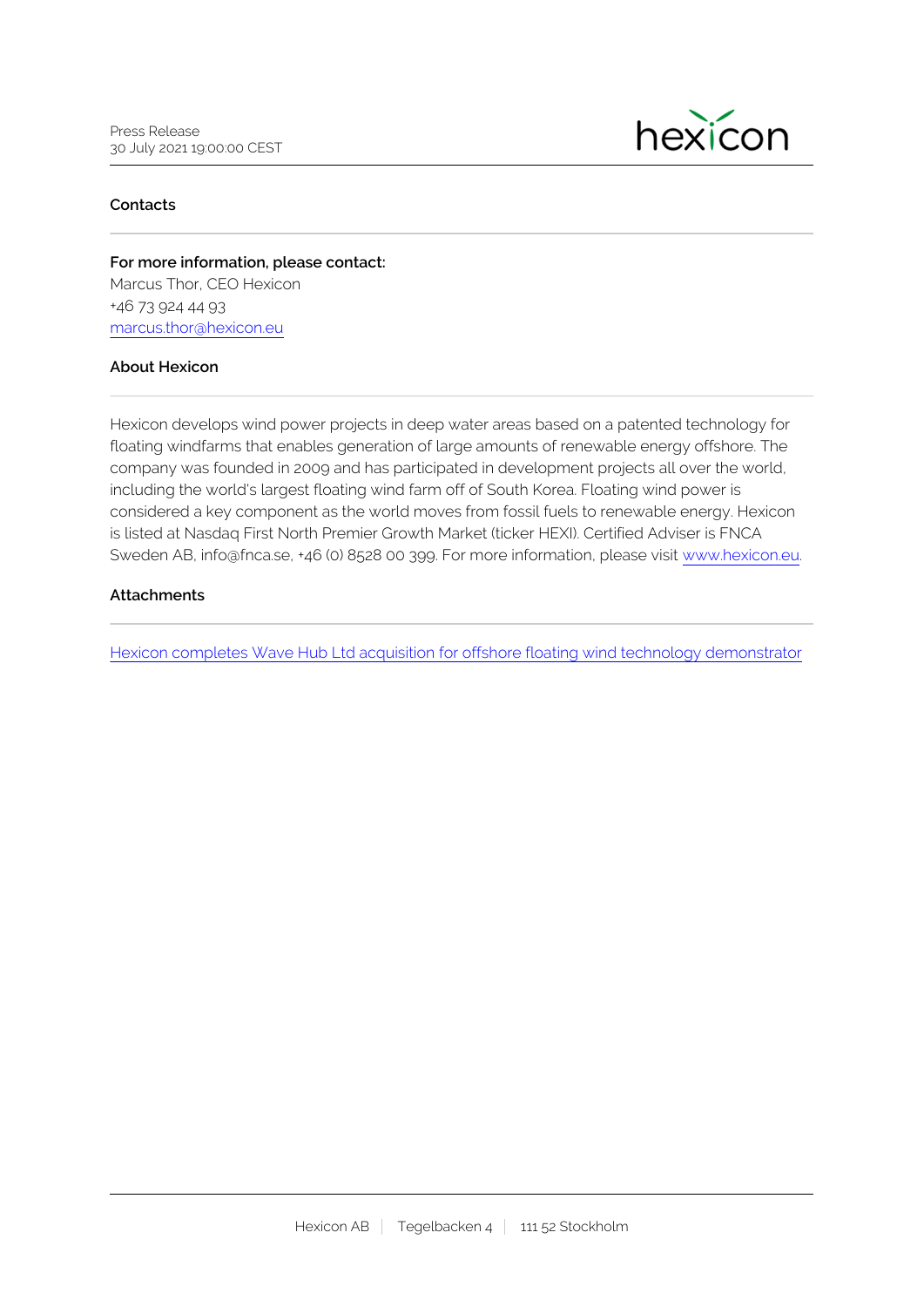Press Release
30 July 2021 19:00:00 CEST

## Contacts

**For more information, please contact:**
Marcus Thor, CEO Hexicon
+46 73 924 44 93
marcus.thor@hexicon.eu

## About Hexicon

Hexicon develops wind power projects in deep water areas based on a patented technology for floating windfarms that enables generation of large amounts of renewable energy offshore. The company was founded in 2009 and has participated in development projects all over the world, including the world's largest floating wind farm off of South Korea. Floating wind power is considered a key component as the world moves from fossil fuels to renewable energy. Hexicon is listed at Nasdaq First North Premier Growth Market (ticker HEXI). Certified Adviser is FNCA Sweden AB, info@fnca.se, +46 (0) 8528 00 399. For more information, please visit www.hexicon.eu.

## Attachments

Hexicon completes Wave Hub Ltd acquisition for offshore floating wind technology demonstrator

Hexicon AB | Tegelbacken 4 | 111 52 Stockholm